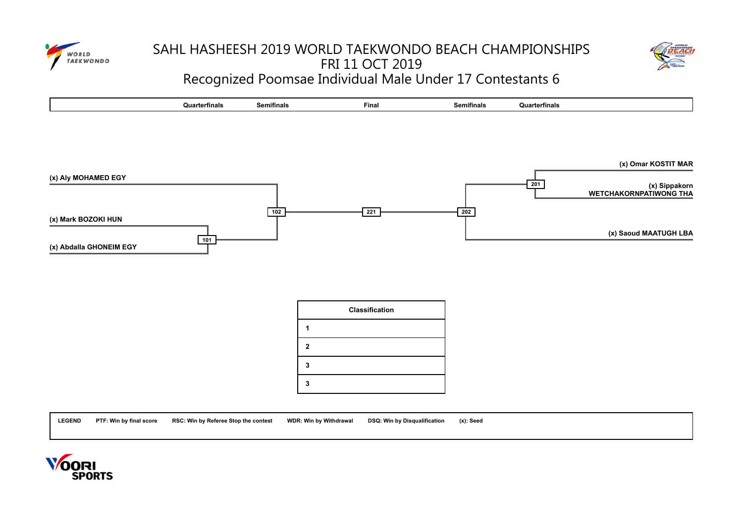# SAHL HASHEESH 2019 WORLD TAEKWONDO BEACH CHAMPIONSHIPS

## FRI 11 OCT 2019

## Recognized Poomsae Individual Male Under 17 Contestants 6

| Quarterfinals | Semifinals | Final | Semifinals | Quarterfinals |
|---|---|---|---|---|

(x) Aly MOHAMED EGY

(x) Mark BOZOKI HUN

101

(x) Abdalla GHONEIM EGY

102

221

202

(x) Omar KOSTIT MAR

201

(x) Sippakorn WETCHAKORNPATIWONG THA

(x) Saoud MAATUGH LBA

| Classification | |
|---|---|
| 1 | |
| 2 | |
| 3 | |
| 3 | |

LEGEND PTF: Win by final score RSC: Win by Referee Stop the contest WDR: Win by Withdrawal DSQ: Win by Disqualification (x): Seed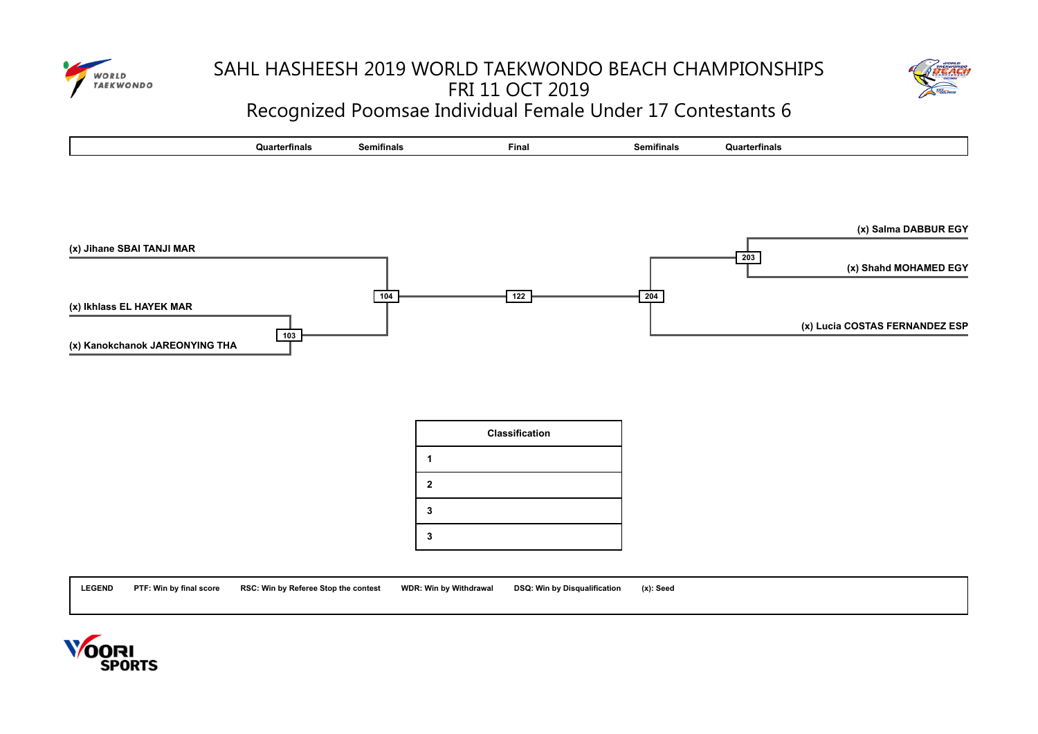# SAHL HASHEESH 2019 WORLD TAEKWONDO BEACH CHAMPIONSHIPS

## FRI 11 OCT 2019

## Recognized Poomsae Individual Female Under 17 Contestants 6

| Quarterfinals | Semifinals | Final | Semifinals | Quarterfinals |
|---|---|---|---|---|

(x) Salma DABBUR EGY

(x) Jihane SBAI TANJI MAR

203

(x) Shahd MOHAMED EGY

104 — 122 — 204

(x) Ikhlass EL HAYEK MAR

(x) Lucia COSTAS FERNANDEZ ESP

103

(x) Kanokchanok JAREONYING THA

| Classification | |
|---|---|
| 1 | |
| 2 | |
| 3 | |
| 3 | |

LEGEND PTF: Win by final score RSC: Win by Referee Stop the contest WDR: Win by Withdrawal DSQ: Win by Disqualification (x): Seed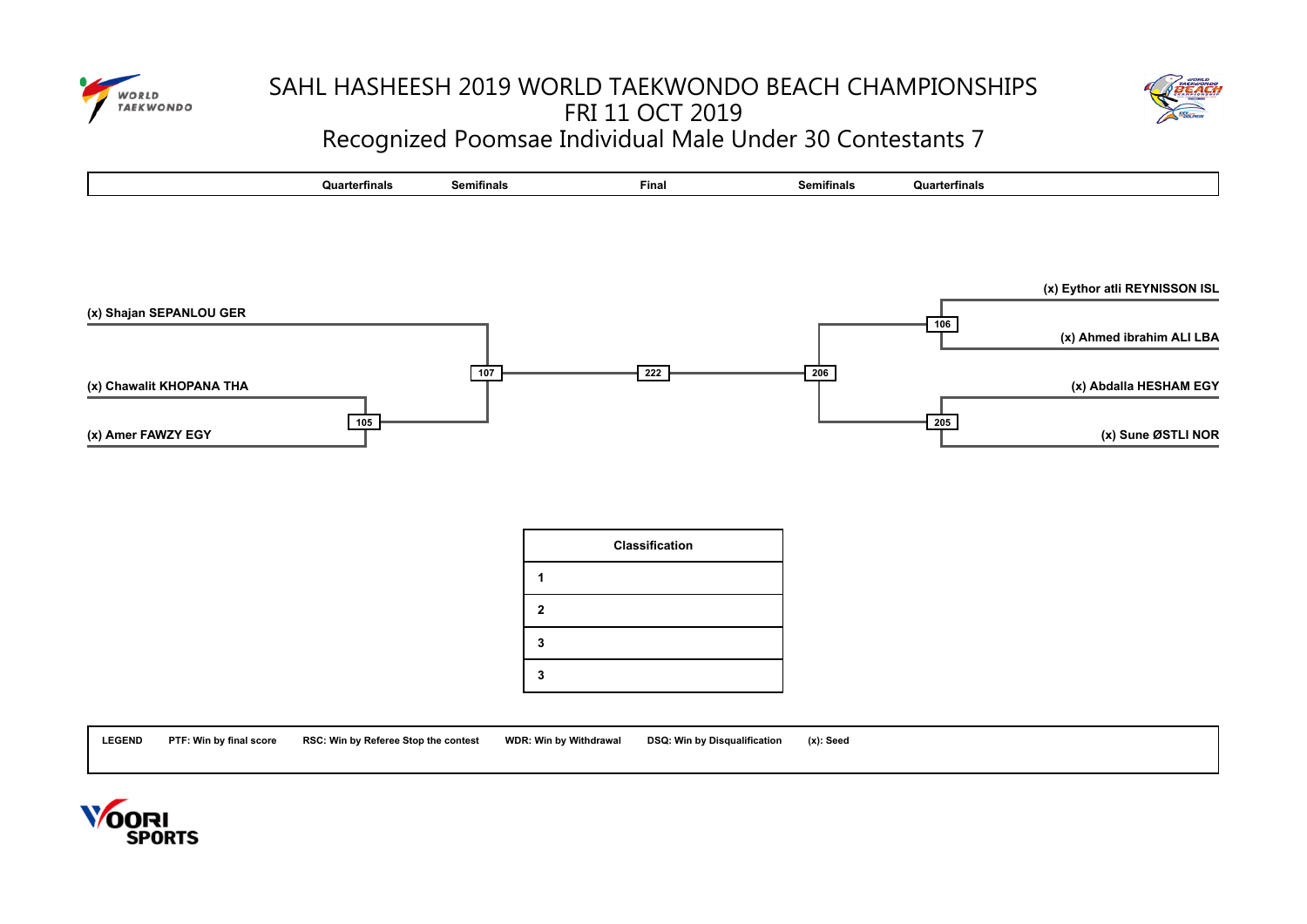# SAHL HASHEESH 2019 WORLD TAEKWONDO BEACH CHAMPIONSHIPS

## FRI 11 OCT 2019

## Recognized Poomsae Individual Male Under 30 Contestants 7

| Quarterfinals | Semifinals | Final | Semifinals | Quarterfinals |
|---|---|---|---|---|

**Left side:**

- (x) Shajan SEPANLOU GER → 107
- (x) Chawalit KHOPANA THA → 105
- (x) Amer FAWZY EGY → 105
- Winner of 105 → 107

**Final:** 107 vs 206 → 222

**Right side:**

- (x) Eythor atli REYNISSON ISL → 106
- (x) Ahmed ibrahim ALI LBA → 106
- (x) Abdalla HESHAM EGY → 205
- (x) Sune ØSTLI NOR → 205
- Winners of 106 and 205 → 206

| Classification | |
|---|---|
| 1 | |
| 2 | |
| 3 | |
| 3 | |

**LEGEND** PTF: Win by final score RSC: Win by Referee Stop the contest WDR: Win by Withdrawal DSQ: Win by Disqualification (x): Seed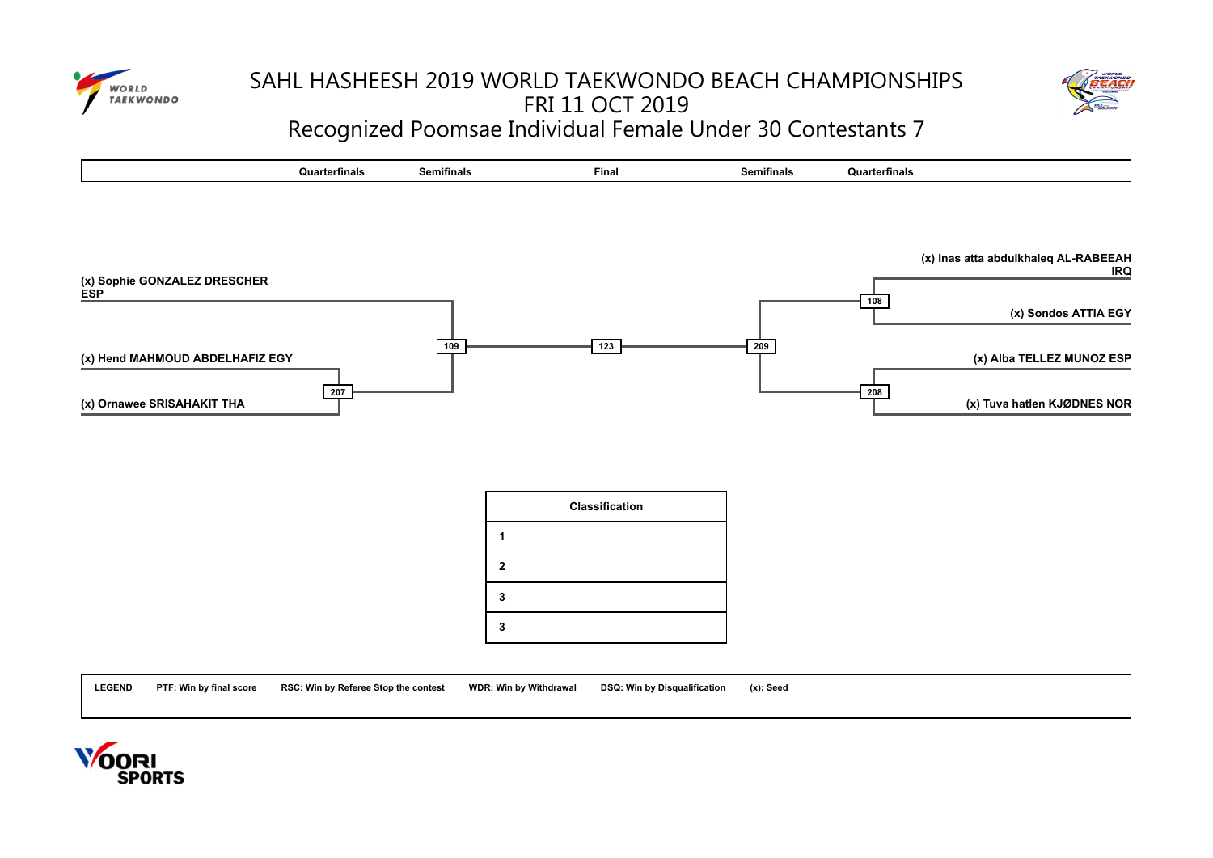# SAHL HASHEESH 2019 WORLD TAEKWONDO BEACH CHAMPIONSHIPS

## FRI 11 OCT 2019

## Recognized Poomsae Individual Female Under 30 Contestants 7

| Quarterfinals | Semifinals | Final | Semifinals | Quarterfinals |
|---|---|---|---|---|

(x) Sophie GONZALEZ DRESCHER
ESP

(x) Hend MAHMOUD ABDELHAFIZ EGY

207

(x) Ornawee SRISAHAKIT THA

109

123

209

(x) Inas atta abdulkhaleq AL-RABEEAH
IRQ

108

(x) Sondos ATTIA EGY

(x) Alba TELLEZ MUNOZ ESP

208

(x) Tuva hatlen KJØDNES NOR

| Classification |
|---|
| 1 |
| 2 |
| 3 |
| 3 |

**LEGEND** PTF: Win by final score RSC: Win by Referee Stop the contest WDR: Win by Withdrawal DSQ: Win by Disqualification (x): Seed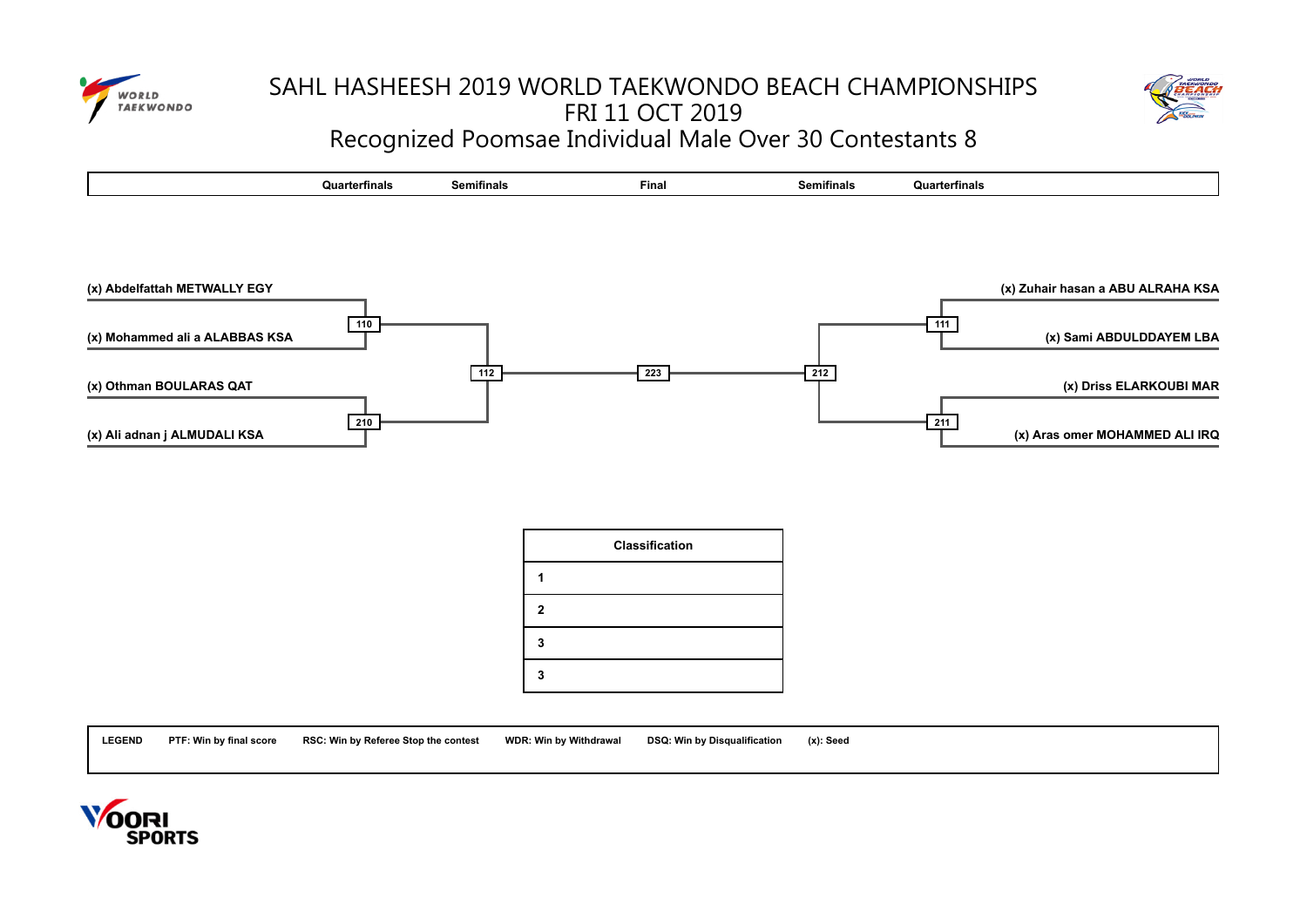# SAHL HASHEESH 2019 WORLD TAEKWONDO BEACH CHAMPIONSHIPS
## FRI 11 OCT 2019
## Recognized Poomsae Individual Male Over 30 Contestants 8

| Quarterfinals | Semifinals | Final | Semifinals | Quarterfinals |
|---|---|---|---|---|

**(x) Abdelfattah METWALLY EGY**

**110**

**(x) Mohammed ali a ALABBAS KSA**

**112**

**(x) Othman BOULARAS QAT**

**210**

**(x) Ali adnan j ALMUDALI KSA**

**223**

**(x) Zuhair hasan a ABU ALRAHA KSA**

**111**

**(x) Sami ABDULDDAYEM LBA**

**212**

**(x) Driss ELARKOUBI MAR**

**211**

**(x) Aras omer MOHAMMED ALI IRQ**

| Classification |
|---|
| 1 |
| 2 |
| 3 |
| 3 |

**LEGEND** **PTF: Win by final score** **RSC: Win by Referee Stop the contest** **WDR: Win by Withdrawal** **DSQ: Win by Disqualification** **(x): Seed**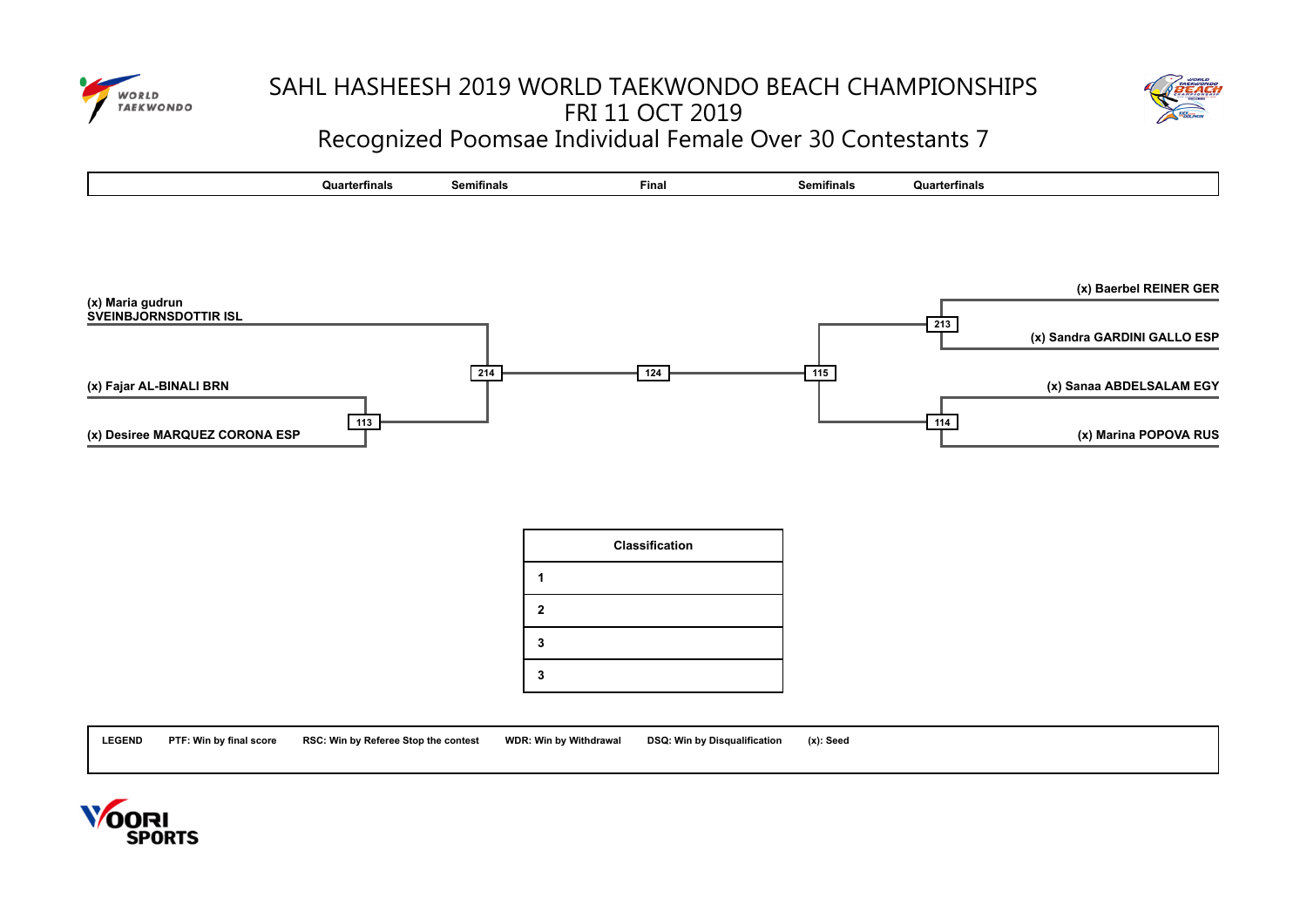# SAHL HASHEESH 2019 WORLD TAEKWONDO BEACH CHAMPIONSHIPS

## FRI 11 OCT 2019

## Recognized Poomsae Individual Female Over 30 Contestants 7

| Quarterfinals | Semifinals | Final | Semifinals | Quarterfinals |
|---|---|---|---|---|

(x) Maria gudrun SVEINBJORNSDOTTIR ISL

(x) Fajar AL-BINALI BRN

113

(x) Desiree MARQUEZ CORONA ESP

214

124

115

(x) Baerbel REINER GER

213

(x) Sandra GARDINI GALLO ESP

(x) Sanaa ABDELSALAM EGY

114

(x) Marina POPOVA RUS

| Classification | |
|---|---|
| 1 | |
| 2 | |
| 3 | |
| 3 | |

**LEGEND** PTF: Win by final score RSC: Win by Referee Stop the contest WDR: Win by Withdrawal DSQ: Win by Disqualification (x): Seed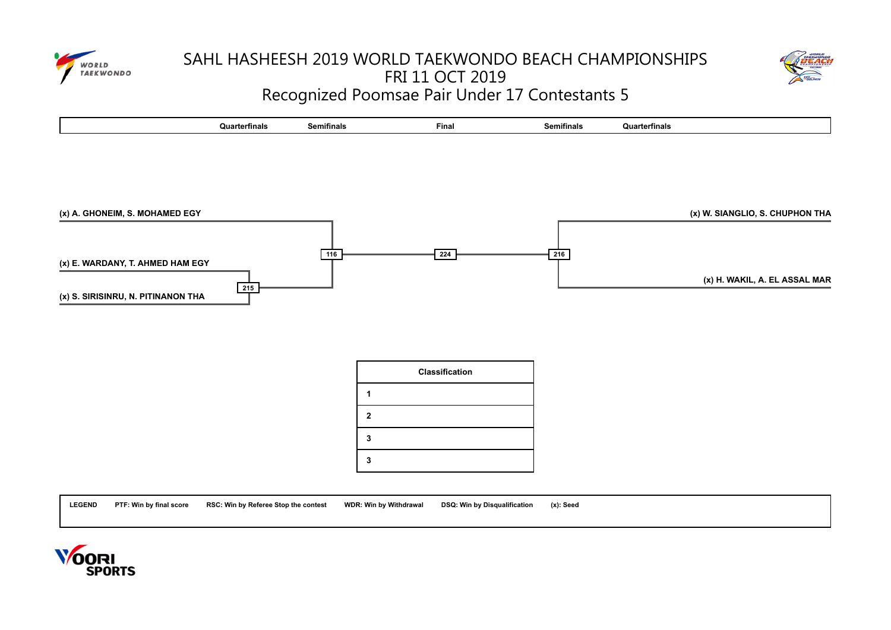# SAHL HASHEESH 2019 WORLD TAEKWONDO BEACH CHAMPIONSHIPS

## FRI 11 OCT 2019

## Recognized Poomsae Pair Under 17 Contestants 5

| Quarterfinals | Semifinals | Final | Semifinals | Quarterfinals |
|---|---|---|---|---|

(x) A. GHONEIM, S. MOHAMED EGY

(x) E. WARDANY, T. AHMED HAM EGY

215

(x) S. SIRISINRU, N. PITINANON THA

116

224

216

(x) W. SIANGLIO, S. CHUPHON THA

(x) H. WAKIL, A. EL ASSAL MAR

| Classification | |
|---|---|
| 1 | |
| 2 | |
| 3 | |
| 3 | |

**LEGEND** **PTF: Win by final score** **RSC: Win by Referee Stop the contest** **WDR: Win by Withdrawal** **DSQ: Win by Disqualification** **(x): Seed**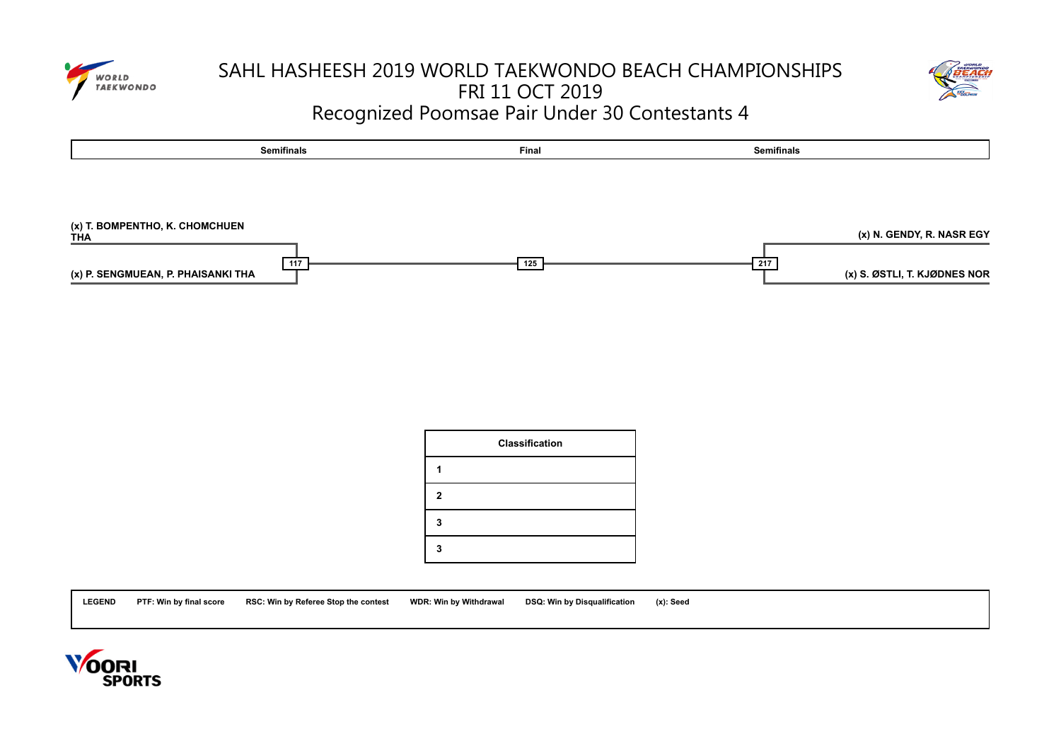# SAHL HASHEESH 2019 WORLD TAEKWONDO BEACH CHAMPIONSHIPS

## FRI 11 OCT 2019

## Recognized Poomsae Pair Under 30 Contestants 4

| Semifinals | Final | Semifinals |
|---|---|---|

(x) T. BOMPENTHO, K. CHOMCHUEN THA

(x) P. SENGMUEAN, P. PHAISANKI THA

117

125

217

(x) N. GENDY, R. NASR EGY

(x) S. ØSTLI, T. KJØDNES NOR

| Classification |
|---|
| 1 |
| 2 |
| 3 |
| 3 |

LEGEND PTF: Win by final score RSC: Win by Referee Stop the contest WDR: Win by Withdrawal DSQ: Win by Disqualification (x): Seed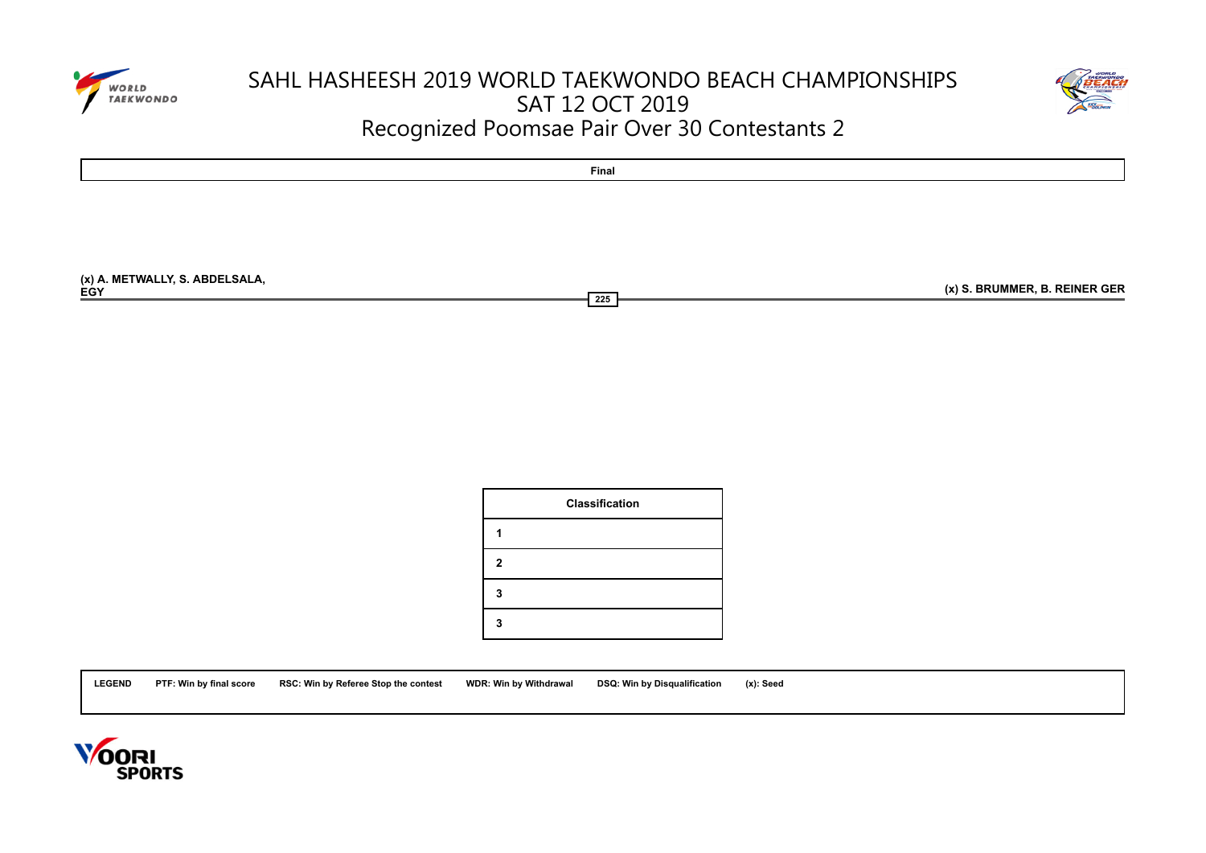# SAHL HASHEESH 2019 WORLD TAEKWONDO BEACH CHAMPIONSHIPS

## SAT 12 OCT 2019

## Recognized Poomsae Pair Over 30 Contestants 2

**Final**

**(x) A. METWALLY, S. ABDELSALA, EGY**

**225**

**(x) S. BRUMMER, B. REINER GER**

| Classification |
|---|
| 1 |
| 2 |
| 3 |
| 3 |

**LEGEND** **PTF: Win by final score** **RSC: Win by Referee Stop the contest** **WDR: Win by Withdrawal** **DSQ: Win by Disqualification** **(x): Seed**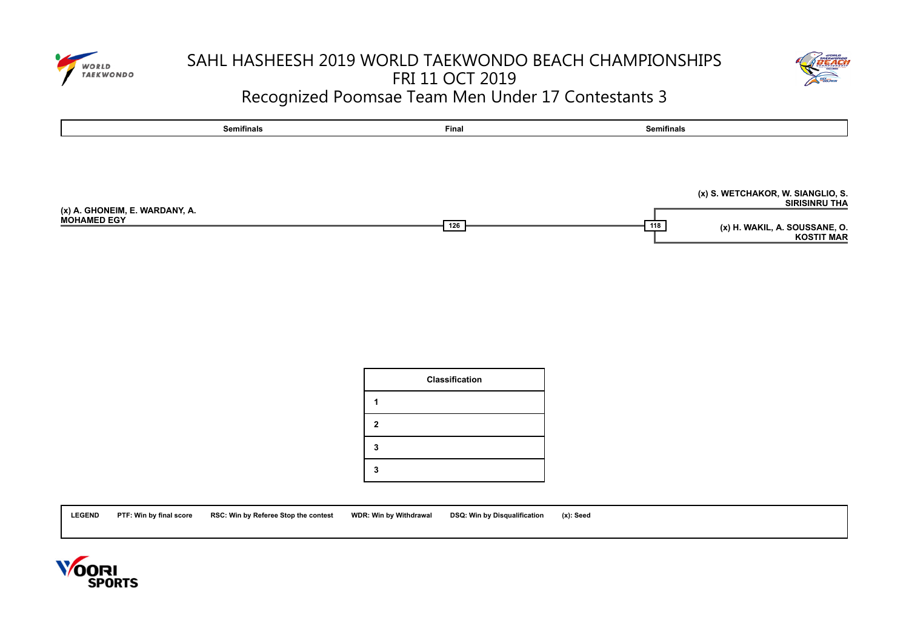# SAHL HASHEESH 2019 WORLD TAEKWONDO BEACH CHAMPIONSHIPS

## FRI 11 OCT 2019

## Recognized Poomsae Team Men Under 17 Contestants 3

| Semifinals | Final | Semifinals |
| --- | --- | --- |

**(x) S. WETCHAKOR, W. SIANGLIO, S. SIRISINRU THA**

**(x) A. GHONEIM, E. WARDANY, A. MOHAMED EGY**

**126**

**118**

**(x) H. WAKIL, A. SOUSSANE, O. KOSTIT MAR**

| Classification | |
| --- | --- |
| 1 | |
| 2 | |
| 3 | |
| 3 | |

**LEGEND** **PTF: Win by final score** **RSC: Win by Referee Stop the contest** **WDR: Win by Withdrawal** **DSQ: Win by Disqualification** **(x): Seed**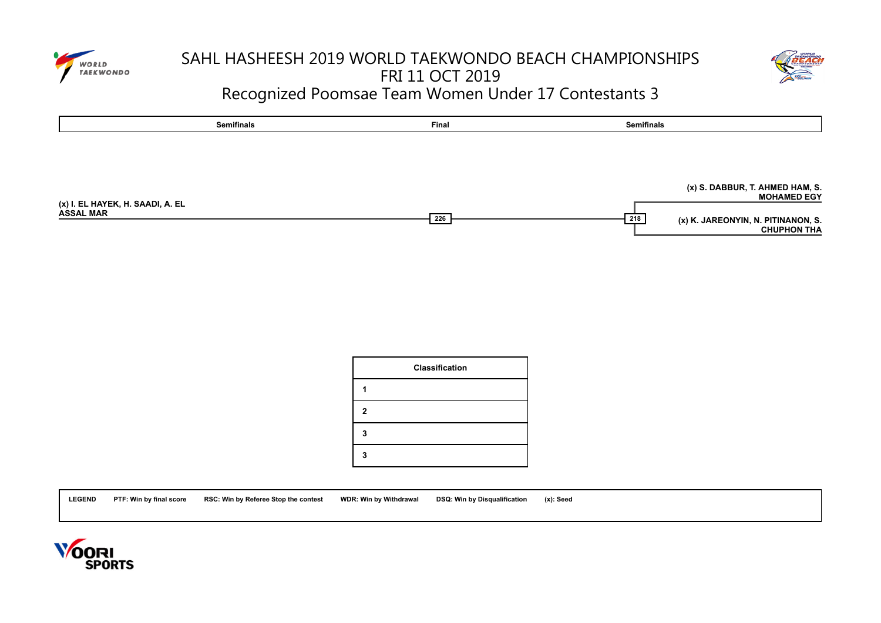# SAHL HASHEESH 2019 WORLD TAEKWONDO BEACH CHAMPIONSHIPS

FRI 11 OCT 2019

## Recognized Poomsae Team Women Under 17 Contestants 3

| Semifinals | Final | Semifinals |
|---|---|---|

(x) S. DABBUR, T. AHMED HAM, S. MOHAMED EGY

(x) I. EL HAYEK, H. SAADI, A. EL ASSAL MAR — 226

218 — (x) K. JAREONYIN, N. PITINANON, S. CHUPHON THA

| Classification | |
|---|---|
| 1 | |
| 2 | |
| 3 | |
| 3 | |

**LEGEND** **PTF: Win by final score** **RSC: Win by Referee Stop the contest** **WDR: Win by Withdrawal** **DSQ: Win by Disqualification** **(x): Seed**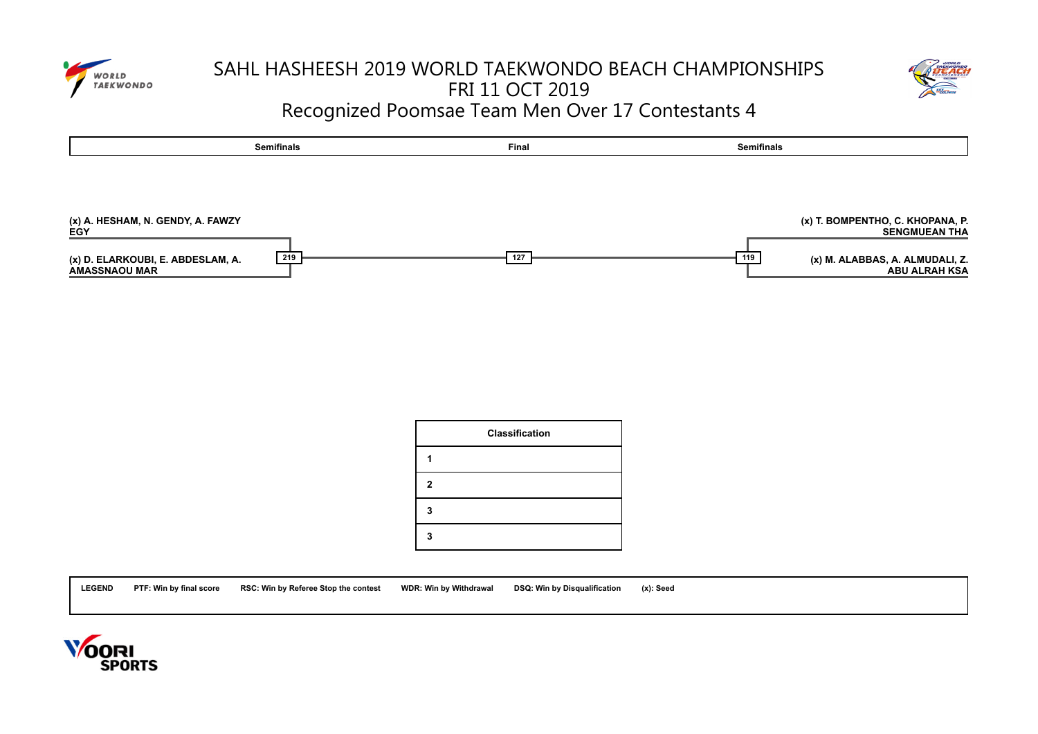# SAHL HASHEESH 2019 WORLD TAEKWONDO BEACH CHAMPIONSHIPS

## FRI 11 OCT 2019

## Recognized Poomsae Team Men Over 17 Contestants 4

| Semifinals | Final | Semifinals |
|---|---|---|
| **(x) A. HESHAM, N. GENDY, A. FAWZY EGY** | | **(x) T. BOMPENTHO, C. KHOPANA, P. SENGMUEAN THA** |
| 219 | 127 | 119 |
| **(x) D. ELARKOUBI, E. ABDESLAM, A. AMASSNAOU MAR** | | **(x) M. ALABBAS, A. ALMUDALI, Z. ABU ALRAH KSA** |

| Classification | |
|---|---|
| 1 | |
| 2 | |
| 3 | |
| 3 | |

**LEGEND** **PTF: Win by final score** **RSC: Win by Referee Stop the contest** **WDR: Win by Withdrawal** **DSQ: Win by Disqualification** **(x): Seed**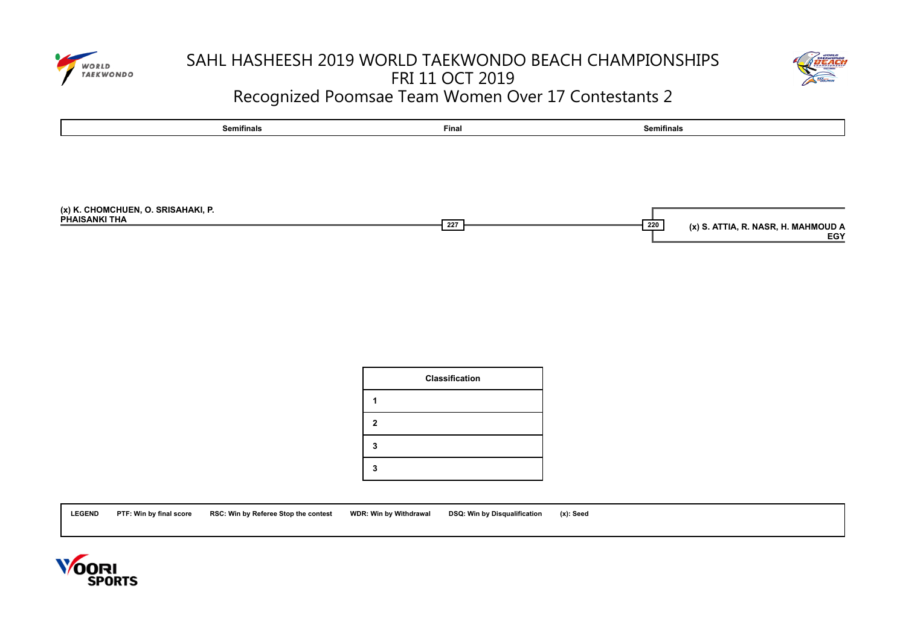# SAHL HASHEESH 2019 WORLD TAEKWONDO BEACH CHAMPIONSHIPS

## FRI 11 OCT 2019

## Recognized Poomsae Team Women Over 17 Contestants 2

| Semifinals | Final | Semifinals |
|---|---|---|

(x) K. CHOMCHUEN, O. SRISAHAKI, P. PHAISANKI THA

227

220

(x) S. ATTIA, R. NASR, H. MAHMOUD A EGY

| Classification | |
|---|---|
| 1 | |
| 2 | |
| 3 | |
| 3 | |

**LEGEND** PTF: Win by final score RSC: Win by Referee Stop the contest WDR: Win by Withdrawal DSQ: Win by Disqualification (x): Seed